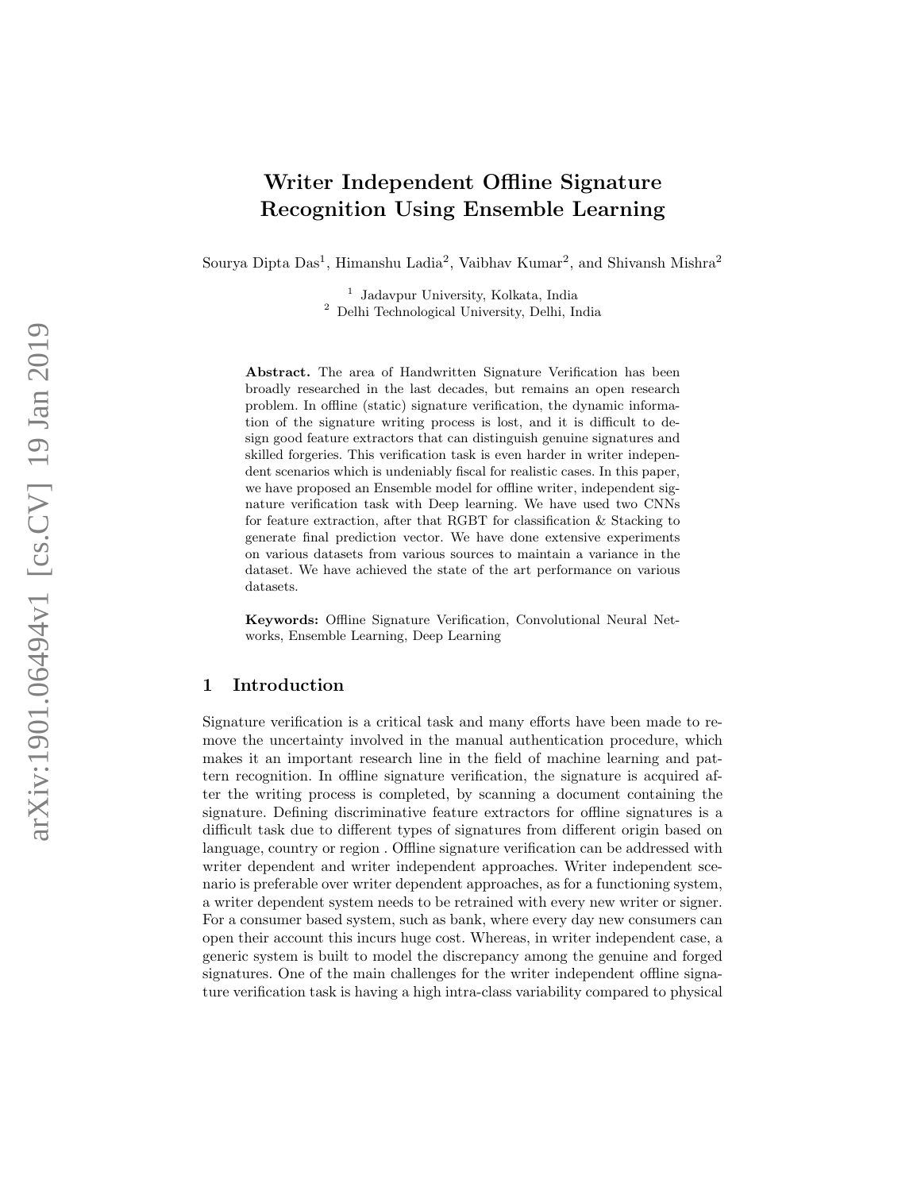# Writer Independent Offline Signature Recognition Using Ensemble Learning

Sourya Dipta Das[1], Himanshu Ladia[2], Vaibhav Kumar[2], and Shivansh Mishra[2]

[1] Jadavpur University, Kolkata, India
[2] Delhi Technological University, Delhi, India

**Abstract.** The area of Handwritten Signature Verification has been broadly researched in the last decades, but remains an open research problem. In offline (static) signature verification, the dynamic information of the signature writing process is lost, and it is difficult to design good feature extractors that can distinguish genuine signatures and skilled forgeries. This verification task is even harder in writer independent scenarios which is undeniably fiscal for realistic cases. In this paper, we have proposed an Ensemble model for offline writer, independent signature verification task with Deep learning. We have used two CNNs for feature extraction, after that RGBT for classification & Stacking to generate final prediction vector. We have done extensive experiments on various datasets from various sources to maintain a variance in the dataset. We have achieved the state of the art performance on various datasets.

**Keywords:** Offline Signature Verification, Convolutional Neural Networks, Ensemble Learning, Deep Learning

## 1 Introduction

Signature verification is a critical task and many efforts have been made to remove the uncertainty involved in the manual authentication procedure, which makes it an important research line in the field of machine learning and pattern recognition. In offline signature verification, the signature is acquired after the writing process is completed, by scanning a document containing the signature. Defining discriminative feature extractors for offline signatures is a difficult task due to different types of signatures from different origin based on language, country or region . Offline signature verification can be addressed with writer dependent and writer independent approaches. Writer independent scenario is preferable over writer dependent approaches, as for a functioning system, a writer dependent system needs to be retrained with every new writer or signer. For a consumer based system, such as bank, where every day new consumers can open their account this incurs huge cost. Whereas, in writer independent case, a generic system is built to model the discrepancy among the genuine and forged signatures. One of the main challenges for the writer independent offline signature verification task is having a high intra-class variability compared to physical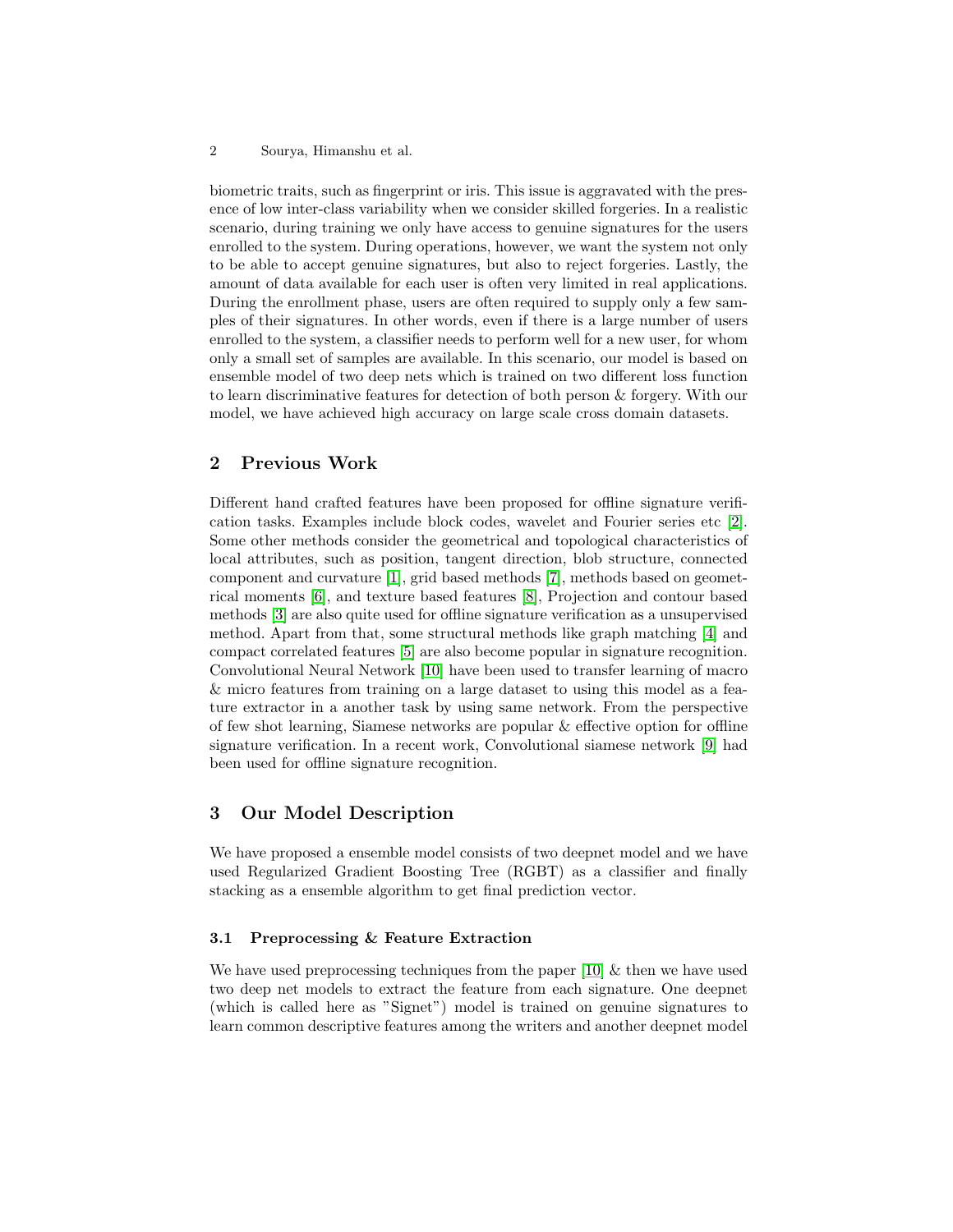biometric traits, such as fingerprint or iris. This issue is aggravated with the presence of low inter-class variability when we consider skilled forgeries. In a realistic scenario, during training we only have access to genuine signatures for the users enrolled to the system. During operations, however, we want the system not only to be able to accept genuine signatures, but also to reject forgeries. Lastly, the amount of data available for each user is often very limited in real applications. During the enrollment phase, users are often required to supply only a few samples of their signatures. In other words, even if there is a large number of users enrolled to the system, a classifier needs to perform well for a new user, for whom only a small set of samples are available. In this scenario, our model is based on ensemble model of two deep nets which is trained on two different loss function to learn discriminative features for detection of both person & forgery. With our model, we have achieved high accuracy on large scale cross domain datasets.

## 2 Previous Work

Different hand crafted features have been proposed for offline signature verification tasks. Examples include block codes, wavelet and Fourier series etc [2]. Some other methods consider the geometrical and topological characteristics of local attributes, such as position, tangent direction, blob structure, connected component and curvature [1], grid based methods [7], methods based on geometrical moments [6], and texture based features [8], Projection and contour based methods [3] are also quite used for offline signature verification as a unsupervised method. Apart from that, some structural methods like graph matching [4] and compact correlated features [5] are also become popular in signature recognition. Convolutional Neural Network [10] have been used to transfer learning of macro & micro features from training on a large dataset to using this model as a feature extractor in a another task by using same network. From the perspective of few shot learning, Siamese networks are popular & effective option for offline signature verification. In a recent work, Convolutional siamese network [9] had been used for offline signature recognition.

## 3 Our Model Description

We have proposed a ensemble model consists of two deepnet model and we have used Regularized Gradient Boosting Tree (RGBT) as a classifier and finally stacking as a ensemble algorithm to get final prediction vector.

### 3.1 Preprocessing & Feature Extraction

We have used preprocessing techniques from the paper [10] & then we have used two deep net models to extract the feature from each signature. One deepnet (which is called here as "Signet") model is trained on genuine signatures to learn common descriptive features among the writers and another deepnet model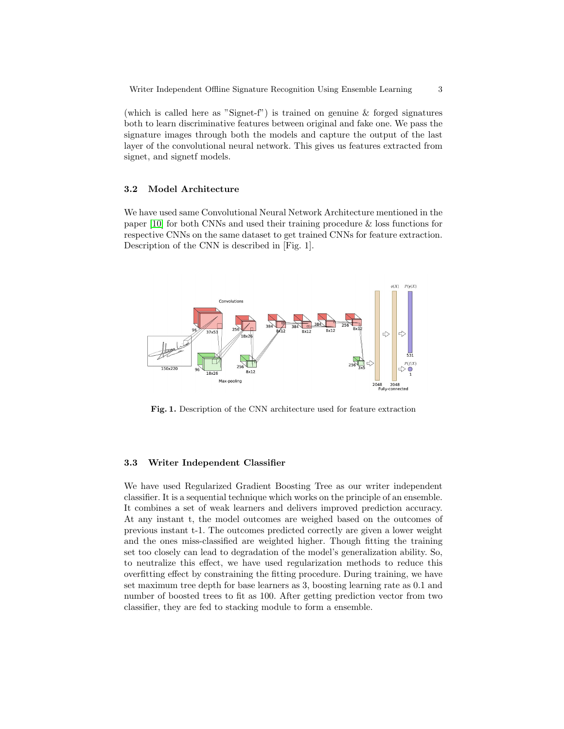(which is called here as "Signet-f") is trained on genuine & forged signatures both to learn discriminative features between original and fake one. We pass the signature images through both the models and capture the output of the last layer of the convolutional neural network. This gives us features extracted from signet, and signetf models.

### 3.2 Model Architecture

We have used same Convolutional Neural Network Architecture mentioned in the paper [10] for both CNNs and used their training procedure & loss functions for respective CNNs on the same dataset to get trained CNNs for feature extraction. Description of the CNN is described in [Fig. 1].

**Fig. 1.** Description of the CNN architecture used for feature extraction

### 3.3 Writer Independent Classifier

We have used Regularized Gradient Boosting Tree as our writer independent classifier. It is a sequential technique which works on the principle of an ensemble. It combines a set of weak learners and delivers improved prediction accuracy. At any instant t, the model outcomes are weighed based on the outcomes of previous instant t-1. The outcomes predicted correctly are given a lower weight and the ones miss-classified are weighted higher. Though fitting the training set too closely can lead to degradation of the model's generalization ability. So, to neutralize this effect, we have used regularization methods to reduce this overfitting effect by constraining the fitting procedure. During training, we have set maximum tree depth for base learners as 3, boosting learning rate as 0.1 and number of boosted trees to fit as 100. After getting prediction vector from two classifier, they are fed to stacking module to form a ensemble.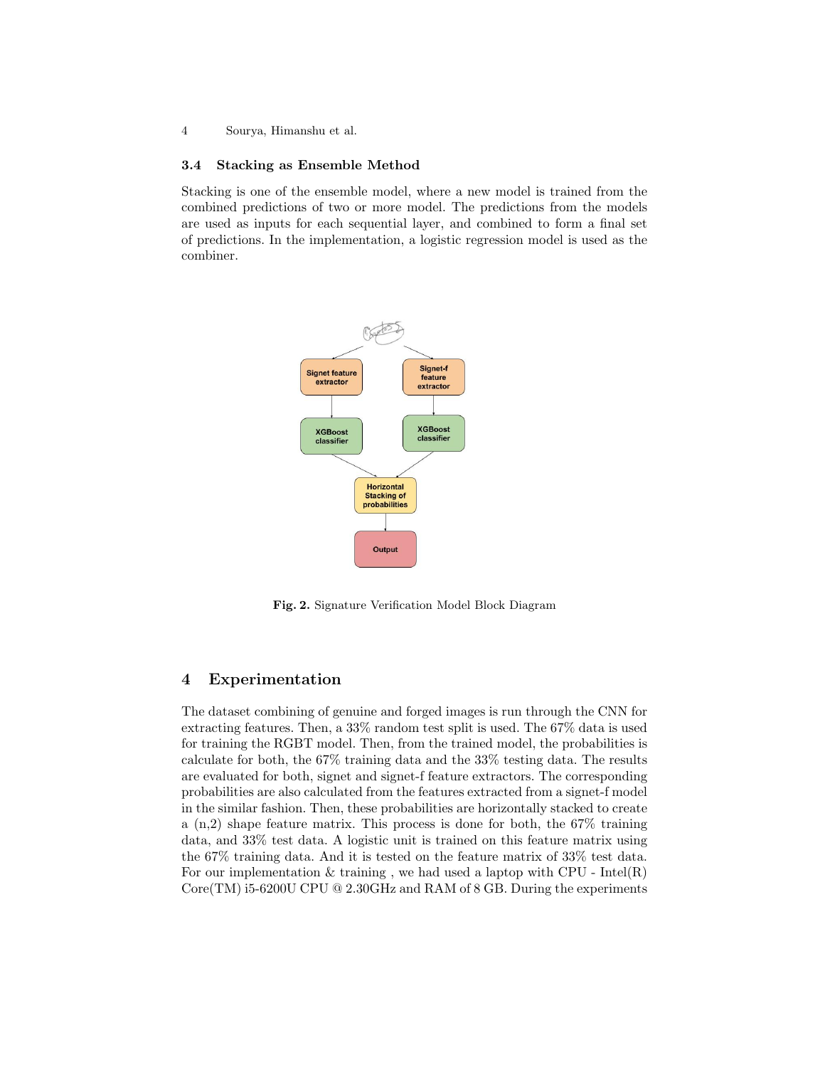### 3.4 Stacking as Ensemble Method

Stacking is one of the ensemble model, where a new model is trained from the combined predictions of two or more model. The predictions from the models are used as inputs for each sequential layer, and combined to form a final set of predictions. In the implementation, a logistic regression model is used as the combiner.

**Fig. 2.** Signature Verification Model Block Diagram

## 4 Experimentation

The dataset combining of genuine and forged images is run through the CNN for extracting features. Then, a 33% random test split is used. The 67% data is used for training the RGBT model. Then, from the trained model, the probabilities is calculate for both, the 67% training data and the 33% testing data. The results are evaluated for both, signet and signet-f feature extractors. The corresponding probabilities are also calculated from the features extracted from a signet-f model in the similar fashion. Then, these probabilities are horizontally stacked to create a (n,2) shape feature matrix. This process is done for both, the 67% training data, and 33% test data. A logistic unit is trained on this feature matrix using the 67% training data. And it is tested on the feature matrix of 33% test data. For our implementation & training , we had used a laptop with CPU - Intel(R) Core(TM) i5-6200U CPU @ 2.30GHz and RAM of 8 GB. During the experiments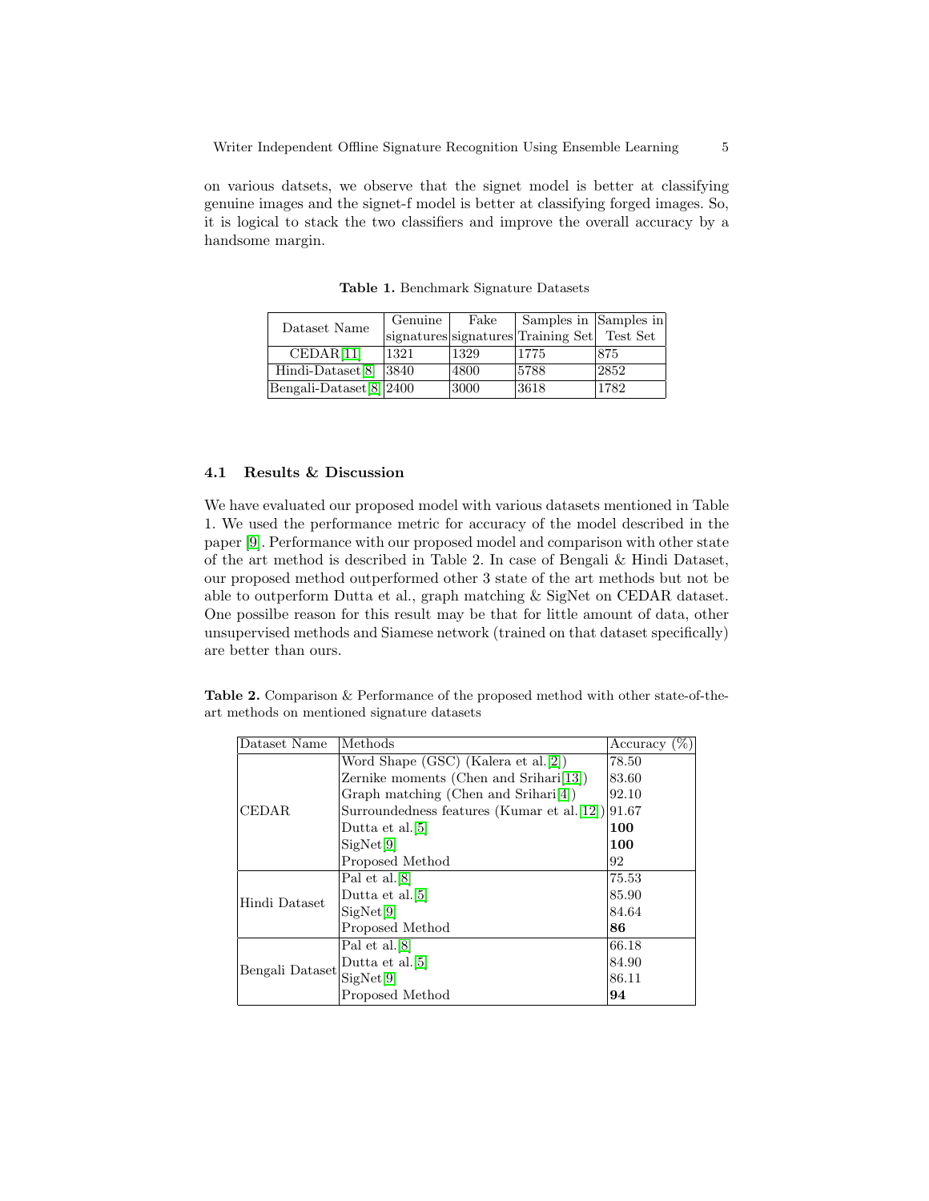on various datsets, we observe that the signet model is better at classifying genuine images and the signet-f model is better at classifying forged images. So, it is logical to stack the two classifiers and improve the overall accuracy by a handsome margin.

**Table 1.** Benchmark Signature Datasets

| Dataset Name | Genuine signatures | Fake signatures | Samples in Training Set | Samples in Test Set |
|---|---|---|---|---|
| CEDAR[11] | 1321 | 1329 | 1775 | 875 |
| Hindi-Dataset[8] | 3840 | 4800 | 5788 | 2852 |
| Bengali-Dataset[8] | 2400 | 3000 | 3618 | 1782 |

### 4.1 Results & Discussion

We have evaluated our proposed model with various datasets mentioned in Table 1. We used the performance metric for accuracy of the model described in the paper [9]. Performance with our proposed model and comparison with other state of the art method is described in Table 2. In case of Bengali & Hindi Dataset, our proposed method outperformed other 3 state of the art methods but not be able to outperform Dutta et al., graph matching & SigNet on CEDAR dataset. One possilbe reason for this result may be that for little amount of data, other unsupervised methods and Siamese network (trained on that dataset specifically) are better than ours.

**Table 2.** Comparison & Performance of the proposed method with other state-of-the-art methods on mentioned signature datasets

| Dataset Name | Methods | Accuracy (%) |
|---|---|---|
| CEDAR | Word Shape (GSC) (Kalera et al.[2]) | 78.50 |
| | Zernike moments (Chen and Srihari[13]) | 83.60 |
| | Graph matching (Chen and Srihari[4]) | 92.10 |
| | Surroundedness features (Kumar et al.[12]) | 91.67 |
| | Dutta et al.[5] | **100** |
| | SigNet[9] | **100** |
| | Proposed Method | 92 |
| Hindi Dataset | Pal et al.[8] | 75.53 |
| | Dutta et al.[5] | 85.90 |
| | SigNet[9] | 84.64 |
| | Proposed Method | **86** |
| Bengali Dataset | Pal et al.[8] | 66.18 |
| | Dutta et al.[5] | 84.90 |
| | SigNet[9] | 86.11 |
| | Proposed Method | **94** |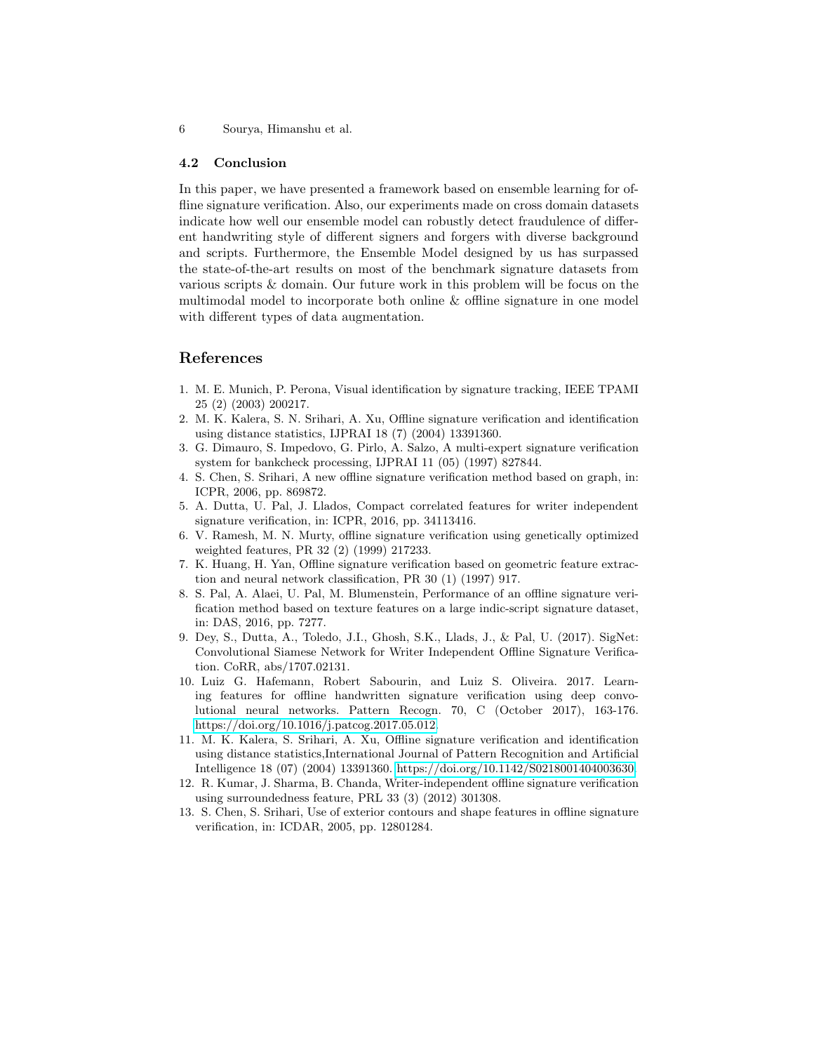### 4.2 Conclusion

In this paper, we have presented a framework based on ensemble learning for offline signature verification. Also, our experiments made on cross domain datasets indicate how well our ensemble model can robustly detect fraudulence of different handwriting style of different signers and forgers with diverse background and scripts. Furthermore, the Ensemble Model designed by us has surpassed the state-of-the-art results on most of the benchmark signature datasets from various scripts & domain. Our future work in this problem will be focus on the multimodal model to incorporate both online & offline signature in one model with different types of data augmentation.

## References

1. M. E. Munich, P. Perona, Visual identification by signature tracking, IEEE TPAMI 25 (2) (2003) 200217.
2. M. K. Kalera, S. N. Srihari, A. Xu, Offline signature verification and identification using distance statistics, IJPRAI 18 (7) (2004) 13391360.
3. G. Dimauro, S. Impedovo, G. Pirlo, A. Salzo, A multi-expert signature verification system for bankcheck processing, IJPRAI 11 (05) (1997) 827844.
4. S. Chen, S. Srihari, A new offline signature verification method based on graph, in: ICPR, 2006, pp. 869872.
5. A. Dutta, U. Pal, J. Llados, Compact correlated features for writer independent signature verification, in: ICPR, 2016, pp. 34113416.
6. V. Ramesh, M. N. Murty, offline signature verification using genetically optimized weighted features, PR 32 (2) (1999) 217233.
7. K. Huang, H. Yan, Offline signature verification based on geometric feature extraction and neural network classification, PR 30 (1) (1997) 917.
8. S. Pal, A. Alaei, U. Pal, M. Blumenstein, Performance of an offline signature verification method based on texture features on a large indic-script signature dataset, in: DAS, 2016, pp. 7277.
9. Dey, S., Dutta, A., Toledo, J.I., Ghosh, S.K., Llads, J., & Pal, U. (2017). SigNet: Convolutional Siamese Network for Writer Independent Offline Signature Verification. CoRR, abs/1707.02131.
10. Luiz G. Hafemann, Robert Sabourin, and Luiz S. Oliveira. 2017. Learning features for offline handwritten signature verification using deep convolutional neural networks. Pattern Recogn. 70, C (October 2017), 163-176. https://doi.org/10.1016/j.patcog.2017.05.012
11. M. K. Kalera, S. Srihari, A. Xu, Offline signature verification and identification using distance statistics,International Journal of Pattern Recognition and Artificial Intelligence 18 (07) (2004) 13391360. https://doi.org/10.1142/S0218001404003630
12. R. Kumar, J. Sharma, B. Chanda, Writer-independent offline signature verification using surroundedness feature, PRL 33 (3) (2012) 301308.
13. S. Chen, S. Srihari, Use of exterior contours and shape features in offline signature verification, in: ICDAR, 2005, pp. 12801284.